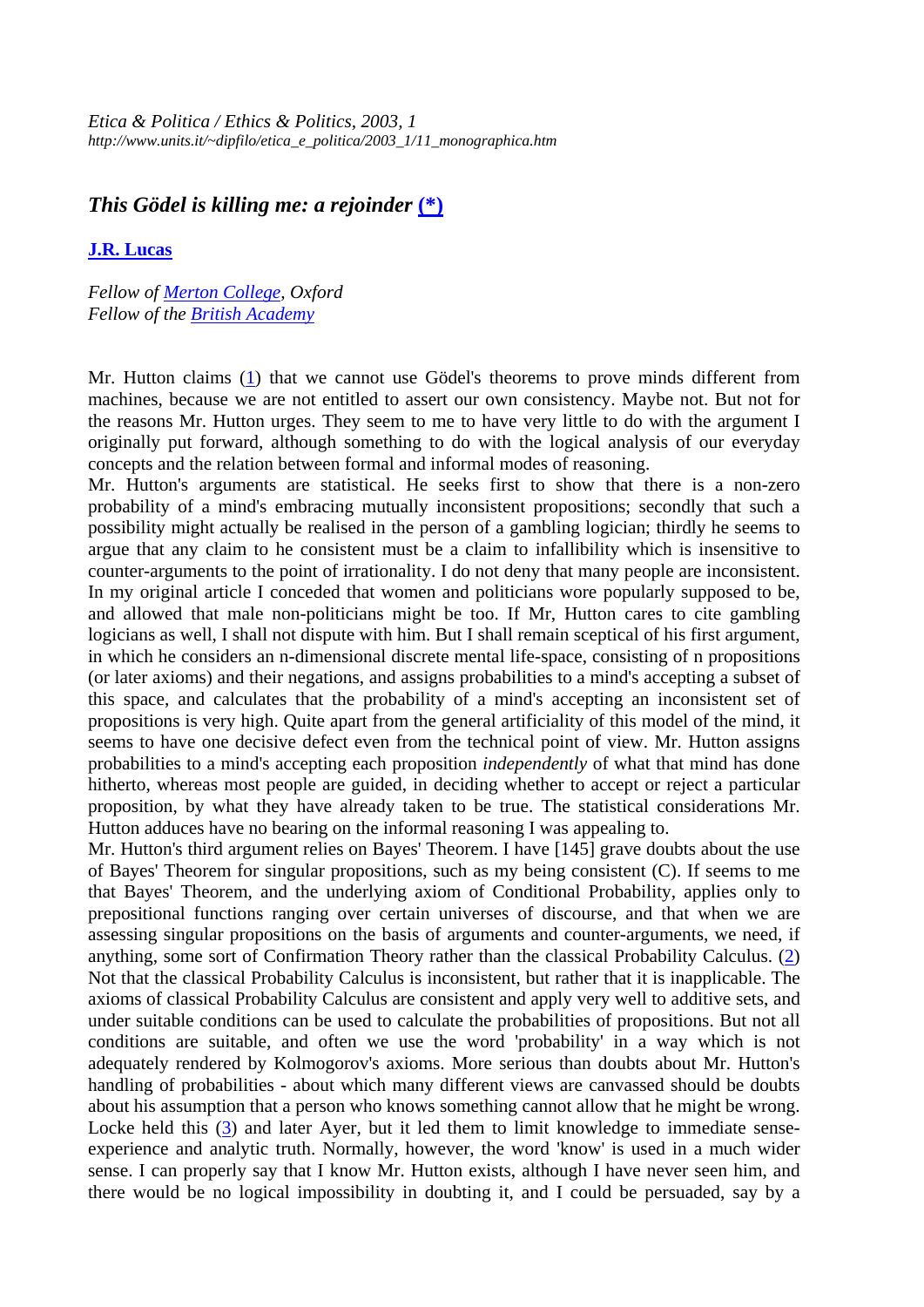*Etica & Politica / Ethics & Politics, 2003, 1*
*http://www.units.it/~dipfilo/etica_e_politica/2003_1/11_monographica.htm*

## *This Gödel is killing me: a rejoinder (\*)*

**J.R. Lucas**

*Fellow of Merton College, Oxford*
*Fellow of the British Academy*

Mr. Hutton claims (1) that we cannot use Gödel's theorems to prove minds different from machines, because we are not entitled to assert our own consistency. Maybe not. But not for the reasons Mr. Hutton urges. They seem to me to have very little to do with the argument I originally put forward, although something to do with the logical analysis of our everyday concepts and the relation between formal and informal modes of reasoning.

Mr. Hutton's arguments are statistical. He seeks first to show that there is a non-zero probability of a mind's embracing mutually inconsistent propositions; secondly that such a possibility might actually be realised in the person of a gambling logician; thirdly he seems to argue that any claim to he consistent must be a claim to infallibility which is insensitive to counter-arguments to the point of irrationality. I do not deny that many people are inconsistent. In my original article I conceded that women and politicians wore popularly supposed to be, and allowed that male non-politicians might be too. If Mr, Hutton cares to cite gambling logicians as well, I shall not dispute with him. But I shall remain sceptical of his first argument, in which he considers an n-dimensional discrete mental life-space, consisting of n propositions (or later axioms) and their negations, and assigns probabilities to a mind's accepting a subset of this space, and calculates that the probability of a mind's accepting an inconsistent set of propositions is very high. Quite apart from the general artificiality of this model of the mind, it seems to have one decisive defect even from the technical point of view. Mr. Hutton assigns probabilities to a mind's accepting each proposition *independently* of what that mind has done hitherto, whereas most people are guided, in deciding whether to accept or reject a particular proposition, by what they have already taken to be true. The statistical considerations Mr. Hutton adduces have no bearing on the informal reasoning I was appealing to.

Mr. Hutton's third argument relies on Bayes' Theorem. I have [145] grave doubts about the use of Bayes' Theorem for singular propositions, such as my being consistent (C). If seems to me that Bayes' Theorem, and the underlying axiom of Conditional Probability, applies only to prepositional functions ranging over certain universes of discourse, and that when we are assessing singular propositions on the basis of arguments and counter-arguments, we need, if anything, some sort of Confirmation Theory rather than the classical Probability Calculus. (2) Not that the classical Probability Calculus is inconsistent, but rather that it is inapplicable. The axioms of classical Probability Calculus are consistent and apply very well to additive sets, and under suitable conditions can be used to calculate the probabilities of propositions. But not all conditions are suitable, and often we use the word 'probability' in a way which is not adequately rendered by Kolmogorov's axioms. More serious than doubts about Mr. Hutton's handling of probabilities - about which many different views are canvassed should be doubts about his assumption that a person who knows something cannot allow that he might be wrong. Locke held this (3) and later Ayer, but it led them to limit knowledge to immediate sense-experience and analytic truth. Normally, however, the word 'know' is used in a much wider sense. I can properly say that I know Mr. Hutton exists, although I have never seen him, and there would be no logical impossibility in doubting it, and I could be persuaded, say by a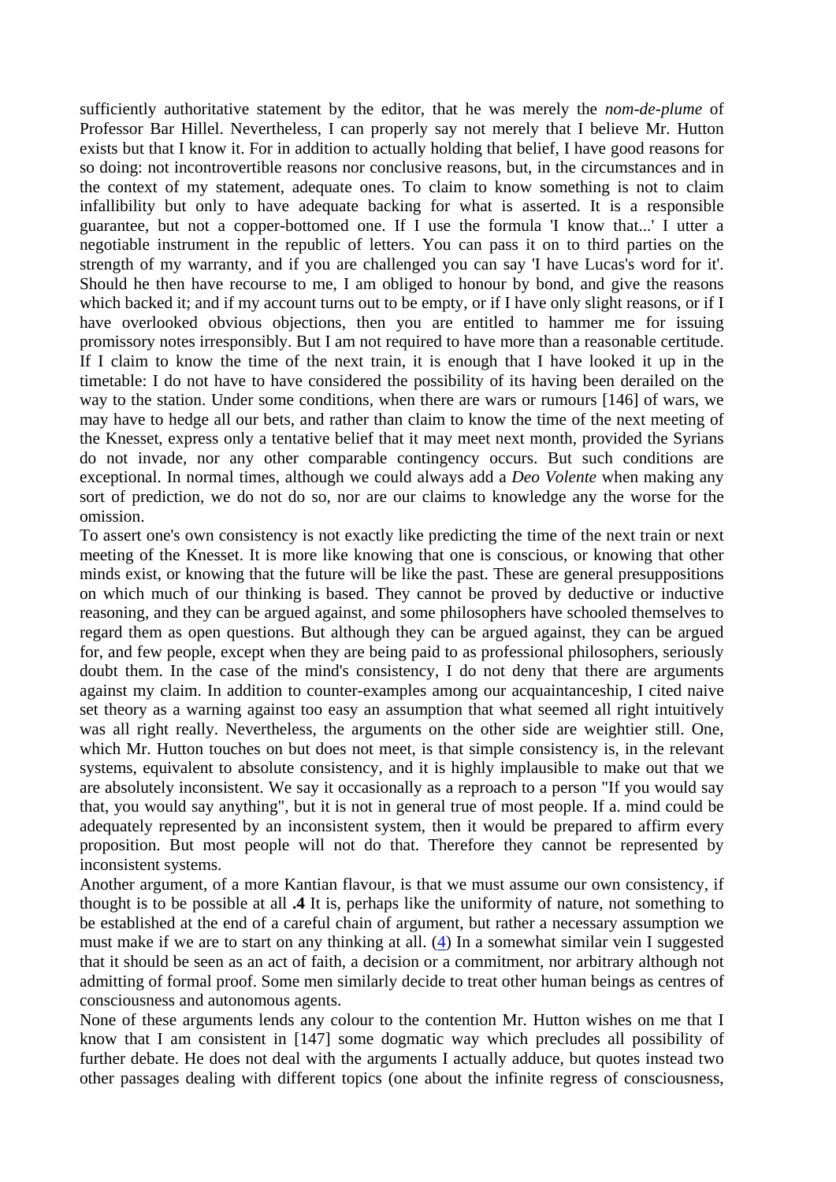sufficiently authoritative statement by the editor, that he was merely the *nom-de-plume* of Professor Bar Hillel. Nevertheless, I can properly say not merely that I believe Mr. Hutton exists but that I know it. For in addition to actually holding that belief, I have good reasons for so doing: not incontrovertible reasons nor conclusive reasons, but, in the circumstances and in the context of my statement, adequate ones. To claim to know something is not to claim infallibility but only to have adequate backing for what is asserted. It is a responsible guarantee, but not a copper-bottomed one. If I use the formula 'I know that...' I utter a negotiable instrument in the republic of letters. You can pass it on to third parties on the strength of my warranty, and if you are challenged you can say 'I have Lucas's word for it'. Should he then have recourse to me, I am obliged to honour by bond, and give the reasons which backed it; and if my account turns out to be empty, or if I have only slight reasons, or if I have overlooked obvious objections, then you are entitled to hammer me for issuing promissory notes irresponsibly. But I am not required to have more than a reasonable certitude. If I claim to know the time of the next train, it is enough that I have looked it up in the timetable: I do not have to have considered the possibility of its having been derailed on the way to the station. Under some conditions, when there are wars or rumours [146] of wars, we may have to hedge all our bets, and rather than claim to know the time of the next meeting of the Knesset, express only a tentative belief that it may meet next month, provided the Syrians do not invade, nor any other comparable contingency occurs. But such conditions are exceptional. In normal times, although we could always add a *Deo Volente* when making any sort of prediction, we do not do so, nor are our claims to knowledge any the worse for the omission.

To assert one's own consistency is not exactly like predicting the time of the next train or next meeting of the Knesset. It is more like knowing that one is conscious, or knowing that other minds exist, or knowing that the future will be like the past. These are general presuppositions on which much of our thinking is based. They cannot be proved by deductive or inductive reasoning, and they can be argued against, and some philosophers have schooled themselves to regard them as open questions. But although they can be argued against, they can be argued for, and few people, except when they are being paid to as professional philosophers, seriously doubt them. In the case of the mind's consistency, I do not deny that there are arguments against my claim. In addition to counter-examples among our acquaintanceship, I cited naive set theory as a warning against too easy an assumption that what seemed all right intuitively was all right really. Nevertheless, the arguments on the other side are weightier still. One, which Mr. Hutton touches on but does not meet, is that simple consistency is, in the relevant systems, equivalent to absolute consistency, and it is highly implausible to make out that we are absolutely inconsistent. We say it occasionally as a reproach to a person "If you would say that, you would say anything", but it is not in general true of most people. If a. mind could be adequately represented by an inconsistent system, then it would be prepared to affirm every proposition. But most people will not do that. Therefore they cannot be represented by inconsistent systems.

Another argument, of a more Kantian flavour, is that we must assume our own consistency, if thought is to be possible at all **.4** It is, perhaps like the uniformity of nature, not something to be established at the end of a careful chain of argument, but rather a necessary assumption we must make if we are to start on any thinking at all. (4) In a somewhat similar vein I suggested that it should be seen as an act of faith, a decision or a commitment, nor arbitrary although not admitting of formal proof. Some men similarly decide to treat other human beings as centres of consciousness and autonomous agents.

None of these arguments lends any colour to the contention Mr. Hutton wishes on me that I know that I am consistent in [147] some dogmatic way which precludes all possibility of further debate. He does not deal with the arguments I actually adduce, but quotes instead two other passages dealing with different topics (one about the infinite regress of consciousness,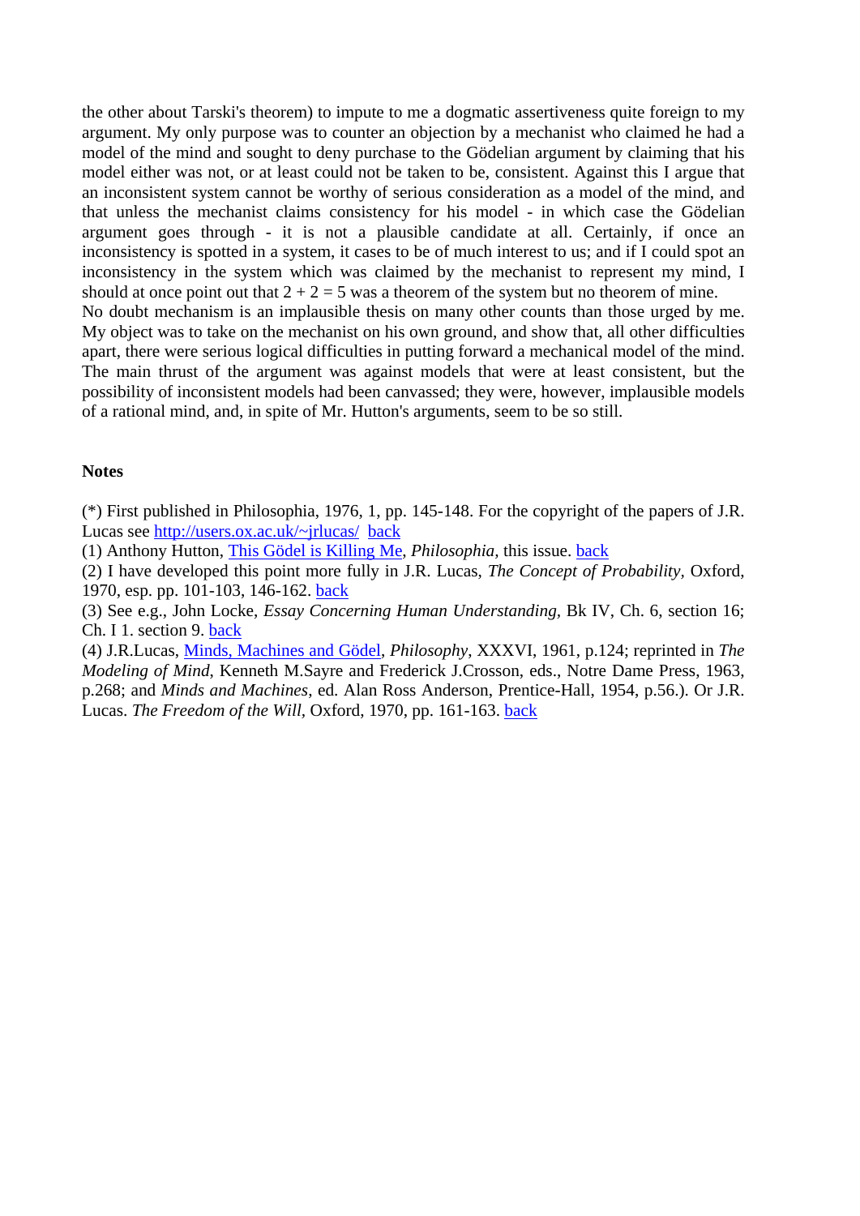the other about Tarski's theorem) to impute to me a dogmatic assertiveness quite foreign to my argument. My only purpose was to counter an objection by a mechanist who claimed he had a model of the mind and sought to deny purchase to the Gödelian argument by claiming that his model either was not, or at least could not be taken to be, consistent. Against this I argue that an inconsistent system cannot be worthy of serious consideration as a model of the mind, and that unless the mechanist claims consistency for his model - in which case the Gödelian argument goes through - it is not a plausible candidate at all. Certainly, if once an inconsistency is spotted in a system, it cases to be of much interest to us; and if I could spot an inconsistency in the system which was claimed by the mechanist to represent my mind, I should at once point out that 2 + 2 = 5 was a theorem of the system but no theorem of mine.
No doubt mechanism is an implausible thesis on many other counts than those urged by me. My object was to take on the mechanist on his own ground, and show that, all other difficulties apart, there were serious logical difficulties in putting forward a mechanical model of the mind. The main thrust of the argument was against models that were at least consistent, but the possibility of inconsistent models had been canvassed; they were, however, implausible models of a rational mind, and, in spite of Mr. Hutton's arguments, seem to be so still.

**Notes**

(*) First published in Philosophia, 1976, 1, pp. 145-148. For the copyright of the papers of J.R. Lucas see http://users.ox.ac.uk/~jrlucas/ back
(1) Anthony Hutton, This Gödel is Killing Me, *Philosophia*, this issue. back
(2) I have developed this point more fully in J.R. Lucas, *The Concept of Probability*, Oxford, 1970, esp. pp. 101-103, 146-162. back
(3) See e.g., John Locke, *Essay Concerning Human Understanding*, Bk IV, Ch. 6, section 16; Ch. I 1. section 9. back
(4) J.R.Lucas, Minds, Machines and Gödel, *Philosophy*, XXXVI, 1961, p.124; reprinted in *The Modeling of Mind*, Kenneth M.Sayre and Frederick J.Crosson, eds., Notre Dame Press, 1963, p.268; and *Minds and Machines*, ed. Alan Ross Anderson, Prentice-Hall, 1954, p.56.). Or J.R. Lucas. *The Freedom of the Will*, Oxford, 1970, pp. 161-163. back